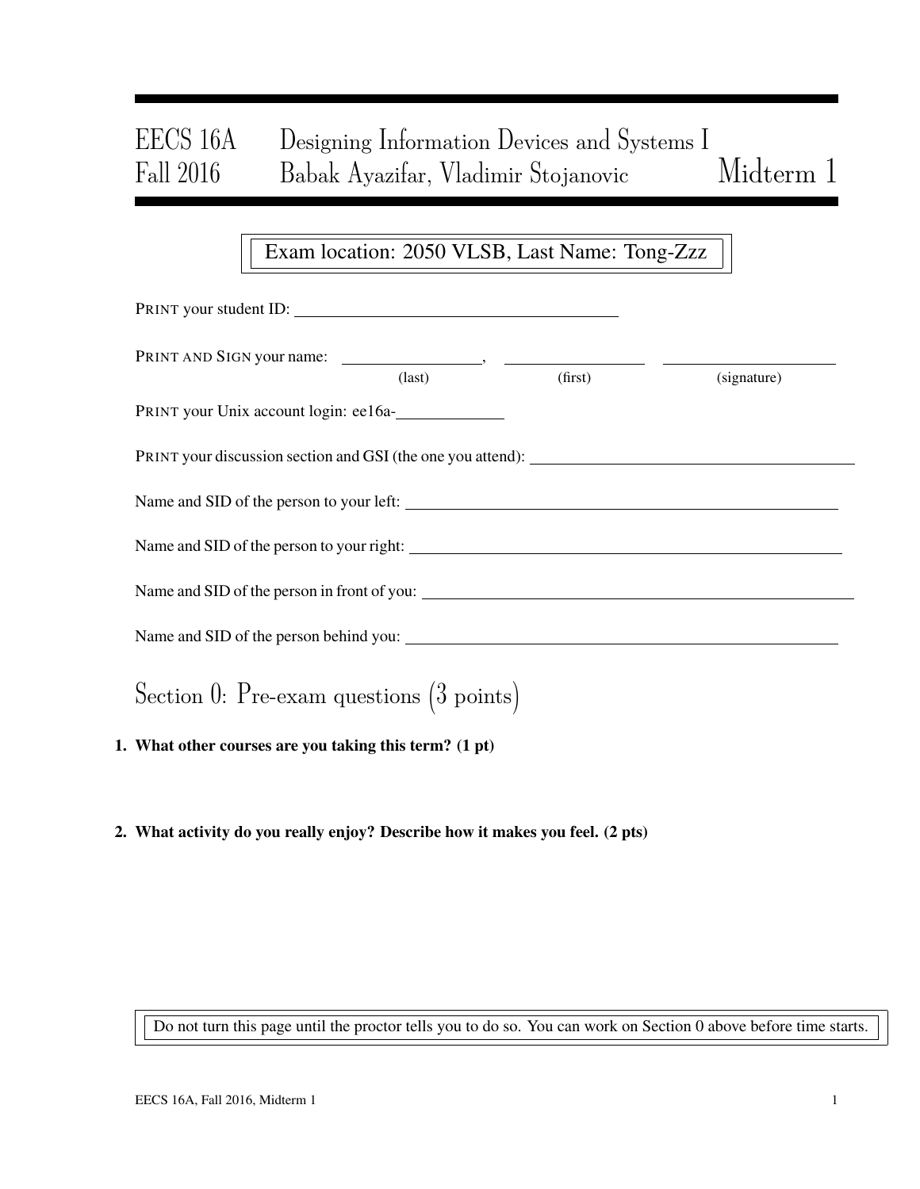# EECS 16A Designing Information Devices and Systems I
# Fall 2016 Babak Ayazifar, Vladimir Stojanovic Midterm 1

Exam location: 2050 VLSB, Last Name: Tong-Zzz

PRINT your student ID: ______________________________

PRINT AND SIGN your name: ________________, ________________ ________________
(last) (first) (signature)

PRINT your Unix account login: ee16a-__________

PRINT your discussion section and GSI (the one you attend): ______________________________

Name and SID of the person to your left: ______________________________

Name and SID of the person to your right: ______________________________

Name and SID of the person in front of you: ______________________________

Name and SID of the person behind you: ______________________________

## Section 0: Pre-exam questions (3 points)

**1. What other courses are you taking this term? (1 pt)**

**2. What activity do you really enjoy? Describe how it makes you feel. (2 pts)**

Do not turn this page until the proctor tells you to do so. You can work on Section 0 above before time starts.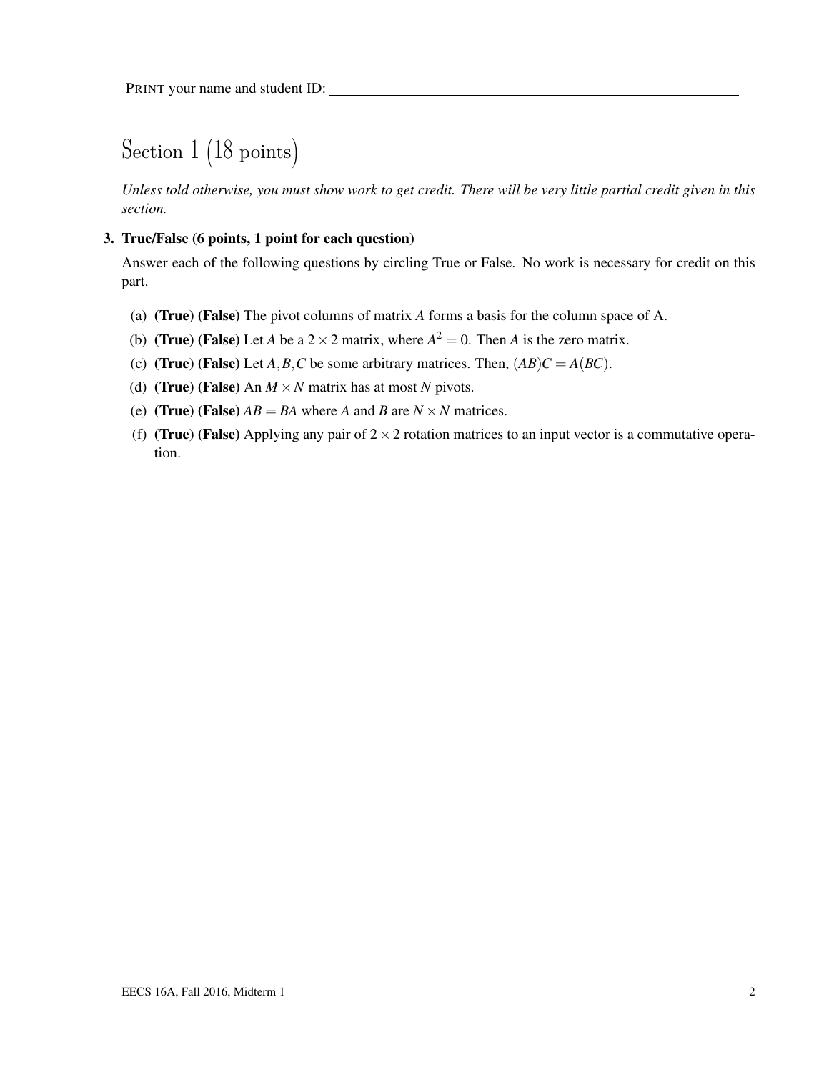PRINT your name and student ID: ______________________________

# Section 1 (18 points)

*Unless told otherwise, you must show work to get credit. There will be very little partial credit given in this section.*

**3. True/False (6 points, 1 point for each question)**

Answer each of the following questions by circling True or False. No work is necessary for credit on this part.

(a) **(True) (False)** The pivot columns of matrix $A$ forms a basis for the column space of A.

(b) **(True) (False)** Let $A$ be a $2 \times 2$ matrix, where $A^2 = 0$. Then $A$ is the zero matrix.

(c) **(True) (False)** Let $A, B, C$ be some arbitrary matrices. Then, $(AB)C = A(BC)$.

(d) **(True) (False)** An $M \times N$ matrix has at most $N$ pivots.

(e) **(True) (False)** $AB = BA$ where $A$ and $B$ are $N \times N$ matrices.

(f) **(True) (False)** Applying any pair of $2 \times 2$ rotation matrices to an input vector is a commutative operation.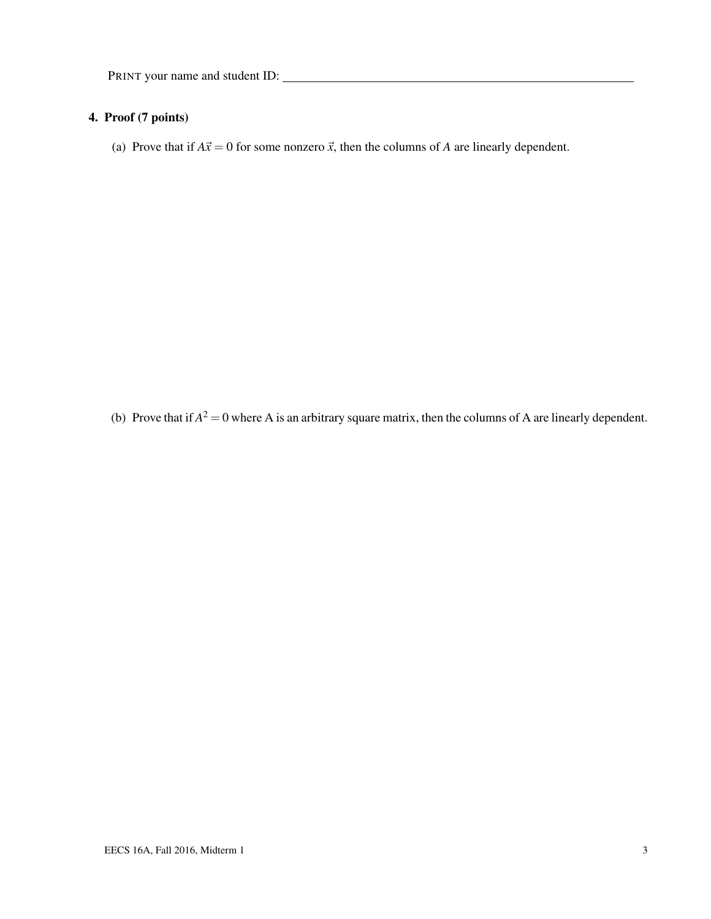PRINT your name and student ID: \_\_\_\_\_\_\_\_\_\_\_\_\_\_\_\_\_\_\_\_\_\_\_\_\_\_\_\_\_\_\_\_\_\_\_\_\_\_\_\_

## 4. Proof (7 points)

(a) Prove that if $A\vec{x} = 0$ for some nonzero $\vec{x}$, then the columns of $A$ are linearly dependent.

(b) Prove that if $A^2 = 0$ where A is an arbitrary square matrix, then the columns of A are linearly dependent.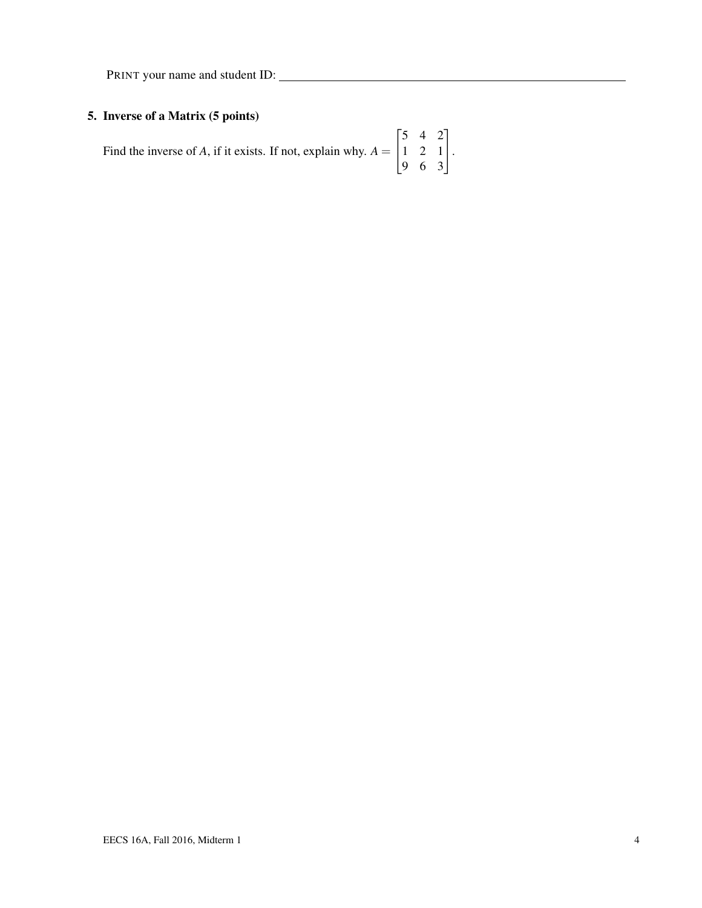PRINT your name and student ID: ____________________________________________

## 5. Inverse of a Matrix (5 points)

Find the inverse of $A$, if it exists. If not, explain why. $A = \begin{bmatrix} 5 & 4 & 2 \\ 1 & 2 & 1 \\ 9 & 6 & 3 \end{bmatrix}$.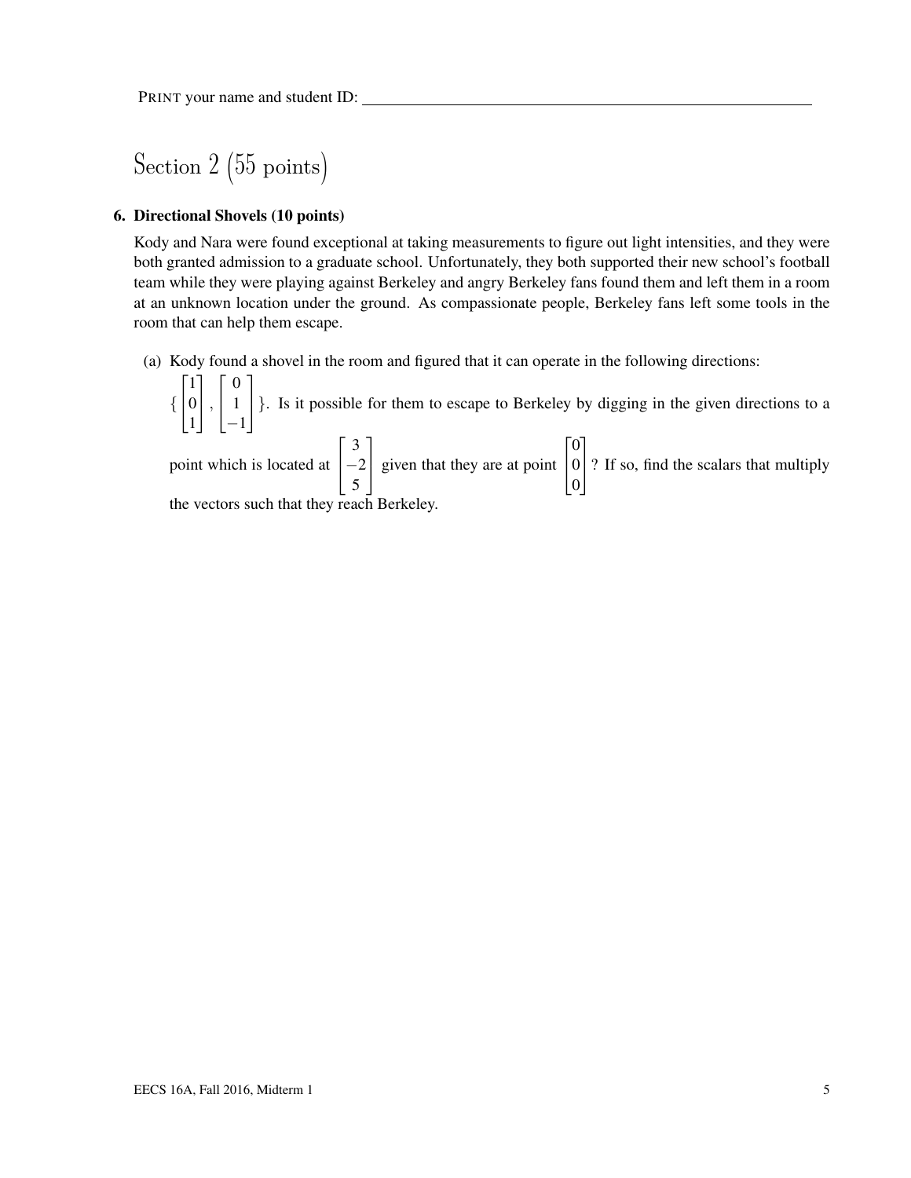PRINT your name and student ID: ____________________

# Section 2 (55 points)

### 6. Directional Shovels (10 points)

Kody and Nara were found exceptional at taking measurements to figure out light intensities, and they were both granted admission to a graduate school. Unfortunately, they both supported their new school's football team while they were playing against Berkeley and angry Berkeley fans found them and left them in a room at an unknown location under the ground. As compassionate people, Berkeley fans left some tools in the room that can help them escape.

(a) Kody found a shovel in the room and figured that it can operate in the following directions: $\left\{ \begin{bmatrix} 1 \\ 0 \\ 1 \end{bmatrix}, \begin{bmatrix} 0 \\ 1 \\ -1 \end{bmatrix} \right\}$. Is it possible for them to escape to Berkeley by digging in the given directions to a point which is located at $\begin{bmatrix} 3 \\ -2 \\ 5 \end{bmatrix}$ given that they are at point $\begin{bmatrix} 0 \\ 0 \\ 0 \end{bmatrix}$? If so, find the scalars that multiply the vectors such that they reach Berkeley.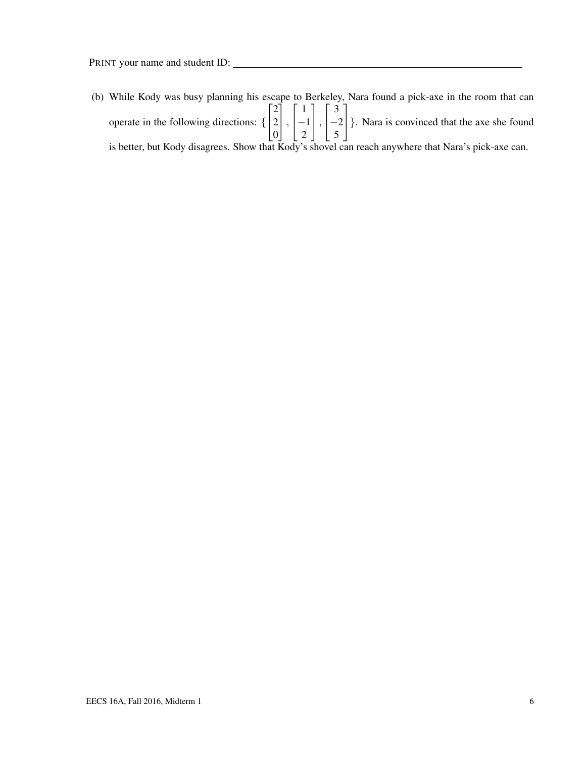PRINT your name and student ID: ______________________________

(b) While Kody was busy planning his escape to Berkeley, Nara found a pick-axe in the room that can operate in the following directions: $\{ \begin{bmatrix} 2 \\ 2 \\ 0 \end{bmatrix}, \begin{bmatrix} 1 \\ -1 \\ 2 \end{bmatrix}, \begin{bmatrix} 3 \\ -2 \\ 5 \end{bmatrix} \}$. Nara is convinced that the axe she found is better, but Kody disagrees. Show that Kody's shovel can reach anywhere that Nara's pick-axe can.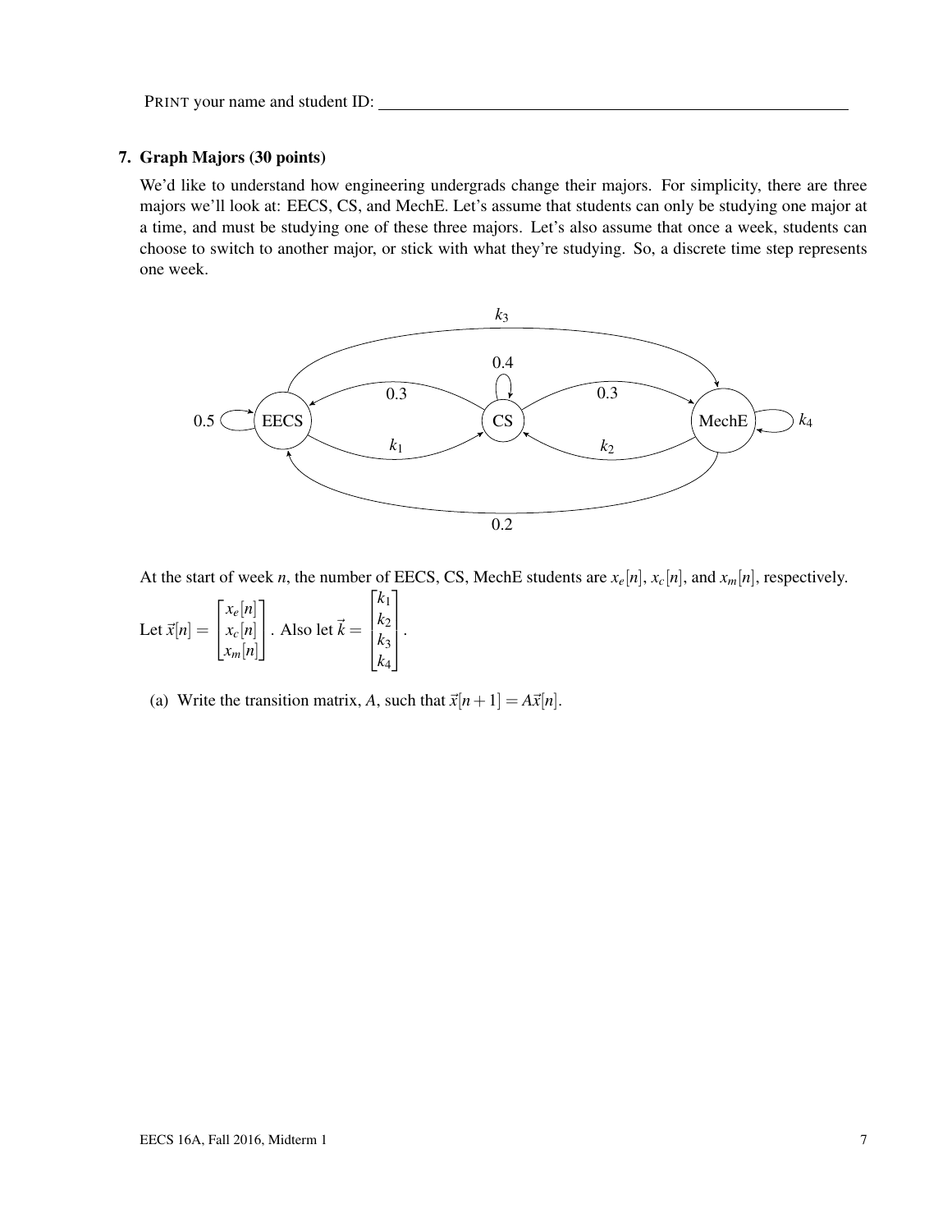PRINT your name and student ID: \_\_\_\_\_\_\_\_\_\_\_\_\_\_\_\_\_\_\_\_\_\_\_\_\_\_\_\_\_\_\_\_\_\_\_\_\_\_\_\_

### 7. Graph Majors (30 points)

We'd like to understand how engineering undergrads change their majors. For simplicity, there are three majors we'll look at: EECS, CS, and MechE. Let's assume that students can only be studying one major at a time, and must be studying one of these three majors. Let's also assume that once a week, students can choose to switch to another major, or stick with what they're studying. So, a discrete time step represents one week.

At the start of week $n$, the number of EECS, CS, MechE students are $x_e[n]$, $x_c[n]$, and $x_m[n]$, respectively. Let $\vec{x}[n] = \begin{bmatrix} x_e[n] \\ x_c[n] \\ x_m[n] \end{bmatrix}$. Also let $\vec{k} = \begin{bmatrix} k_1 \\ k_2 \\ k_3 \\ k_4 \end{bmatrix}$.

(a) Write the transition matrix, $A$, such that $\vec{x}[n+1] = A\vec{x}[n]$.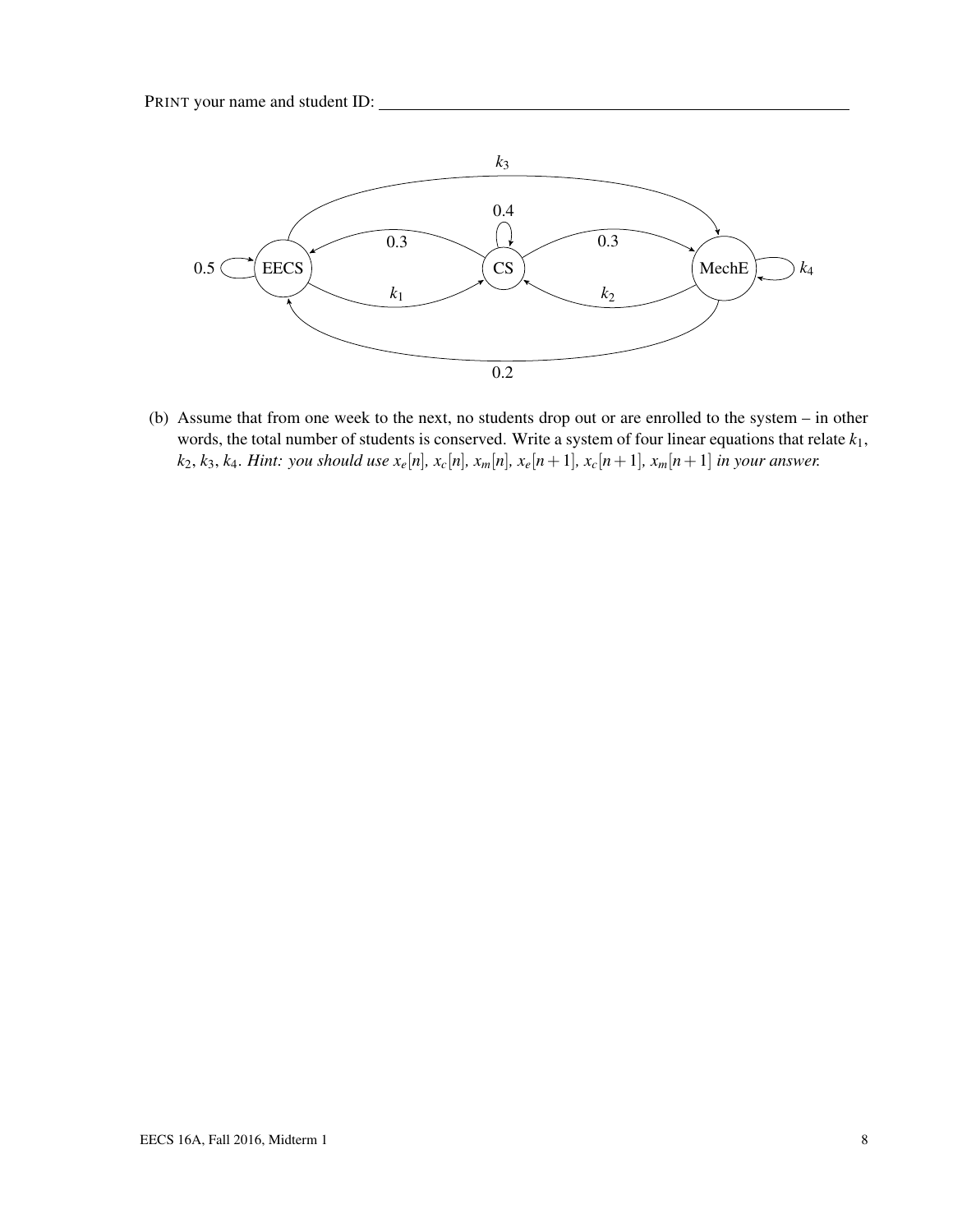PRINT your name and student ID: ______________________________

(b) Assume that from one week to the next, no students drop out or are enrolled to the system – in other words, the total number of students is conserved. Write a system of four linear equations that relate $k_1$, $k_2$, $k_3$, $k_4$. *Hint: you should use* $x_e[n]$, $x_c[n]$, $x_m[n]$, $x_e[n+1]$, $x_c[n+1]$, $x_m[n+1]$ *in your answer.*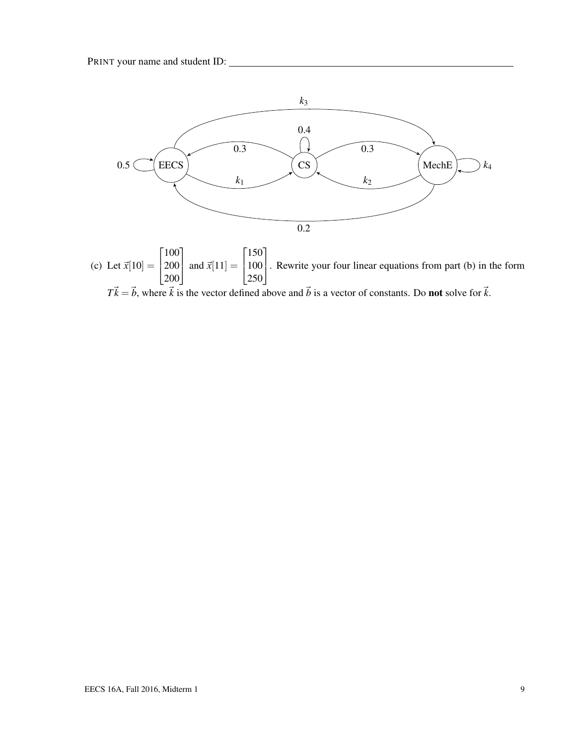PRINT your name and student ID: ______________________________

(c) Let $\vec{x}[10] = \begin{bmatrix} 100 \\ 200 \\ 200 \end{bmatrix}$ and $\vec{x}[11] = \begin{bmatrix} 150 \\ 100 \\ 250 \end{bmatrix}$. Rewrite your four linear equations from part (b) in the form $T\vec{k} = \vec{b}$, where $\vec{k}$ is the vector defined above and $\vec{b}$ is a vector of constants. Do **not** solve for $\vec{k}$.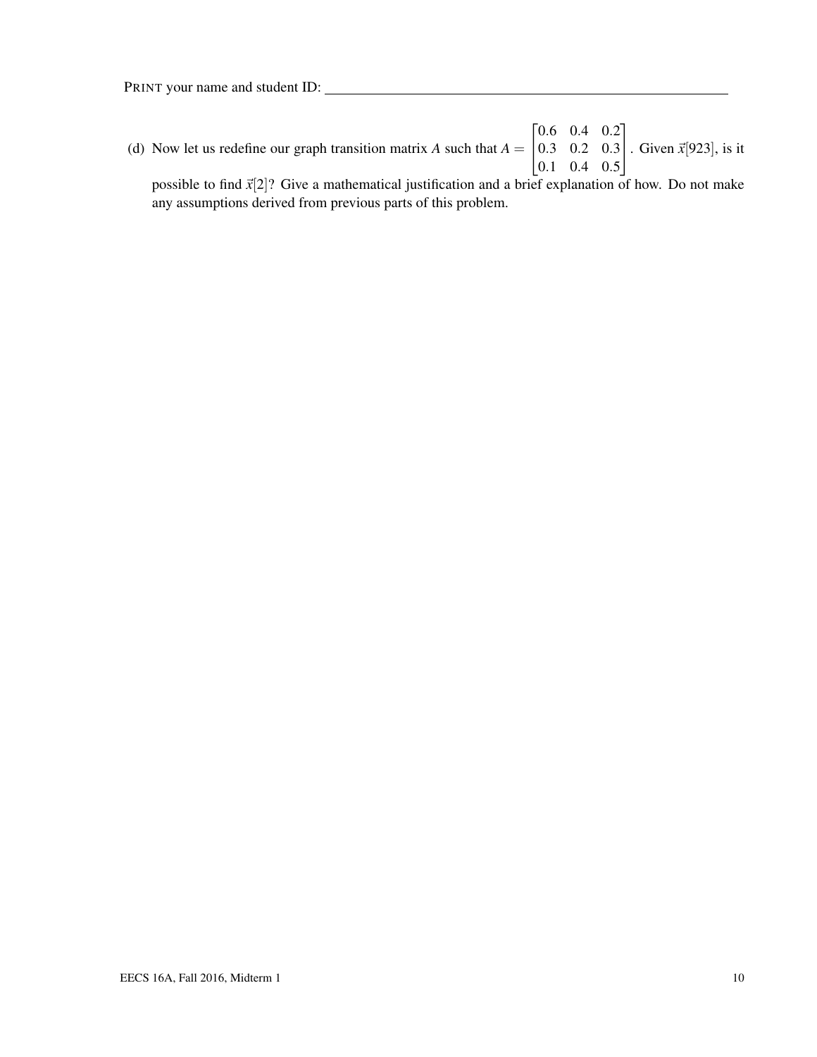PRINT your name and student ID: \_\_\_\_\_\_\_\_\_\_\_\_\_\_\_\_\_\_\_\_\_\_\_\_\_\_\_\_\_\_\_\_\_\_\_\_\_\_\_\_

(d) Now let us redefine our graph transition matrix $A$ such that $A = \begin{bmatrix} 0.6 & 0.4 & 0.2 \\ 0.3 & 0.2 & 0.3 \\ 0.1 & 0.4 & 0.5 \end{bmatrix}$. Given $\vec{x}[923]$, is it possible to find $\vec{x}[2]$? Give a mathematical justification and a brief explanation of how. Do not make any assumptions derived from previous parts of this problem.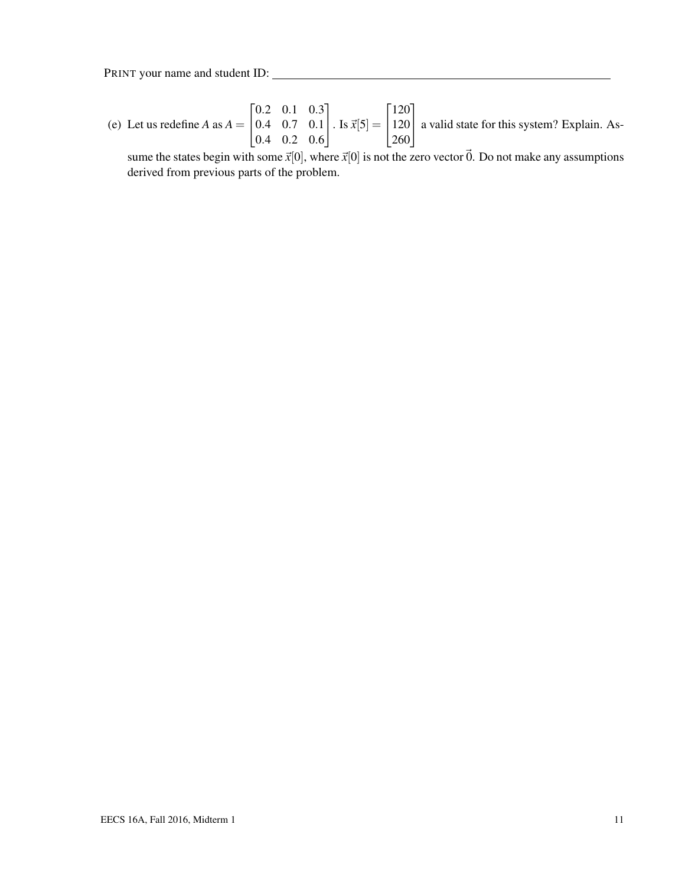PRINT your name and student ID: \_\_\_\_\_\_\_\_\_\_\_\_\_\_\_\_\_\_\_\_\_\_\_\_\_\_\_\_\_\_\_\_\_\_\_\_\_\_\_\_\_\_\_\_

(e) Let us redefine $A$ as $A = \begin{bmatrix} 0.2 & 0.1 & 0.3 \\ 0.4 & 0.7 & 0.1 \\ 0.4 & 0.2 & 0.6 \end{bmatrix}$. Is $\vec{x}[5] = \begin{bmatrix} 120 \\ 120 \\ 260 \end{bmatrix}$ a valid state for this system? Explain. Assume the states begin with some $\vec{x}[0]$, where $\vec{x}[0]$ is not the zero vector $\vec{0}$. Do not make any assumptions derived from previous parts of the problem.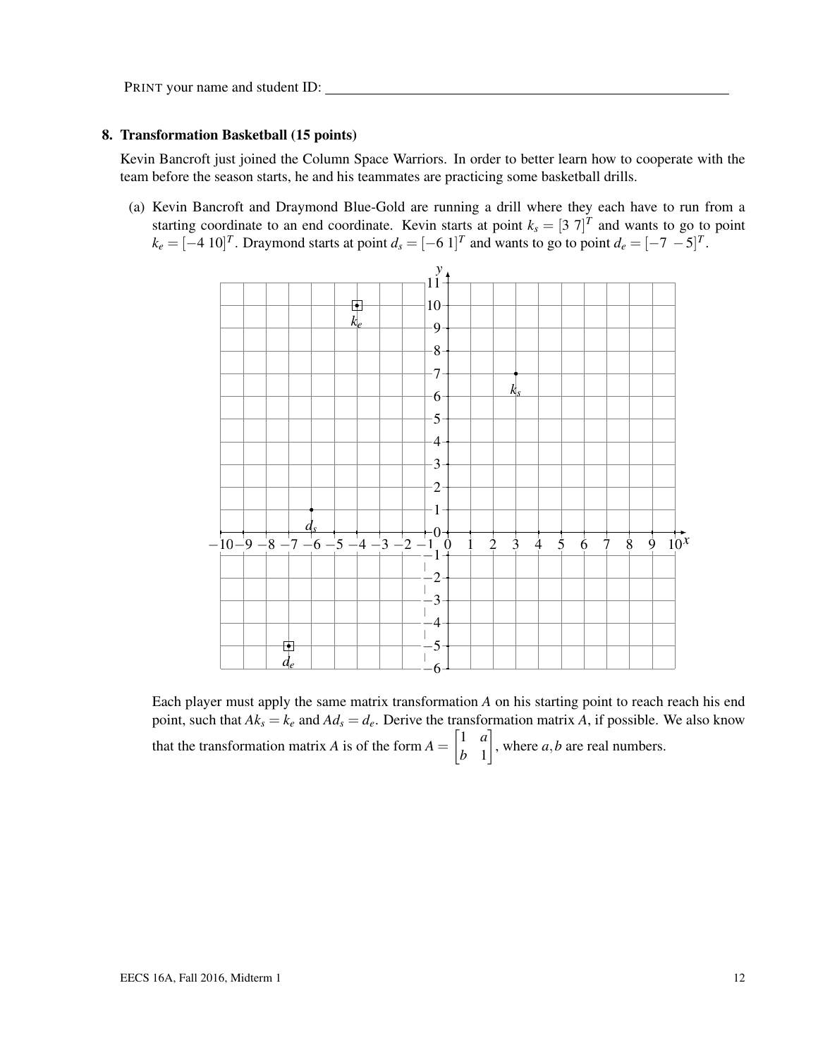PRINT your name and student ID: ______________________________

## 8. Transformation Basketball (15 points)

Kevin Bancroft just joined the Column Space Warriors. In order to better learn how to cooperate with the team before the season starts, he and his teammates are practicing some basketball drills.

(a) Kevin Bancroft and Draymond Blue-Gold are running a drill where they each have to run from a starting coordinate to an end coordinate. Kevin starts at point $k_s = [3\ 7]^T$ and wants to go to point $k_e = [-4\ 10]^T$. Draymond starts at point $d_s = [-6\ 1]^T$ and wants to go to point $d_e = [-7\ -5]^T$.

Each player must apply the same matrix transformation $A$ on his starting point to reach reach his end point, such that $Ak_s = k_e$ and $Ad_s = d_e$. Derive the transformation matrix $A$, if possible. We also know that the transformation matrix $A$ is of the form $A = \begin{bmatrix} 1 & a \\ b & 1 \end{bmatrix}$, where $a, b$ are real numbers.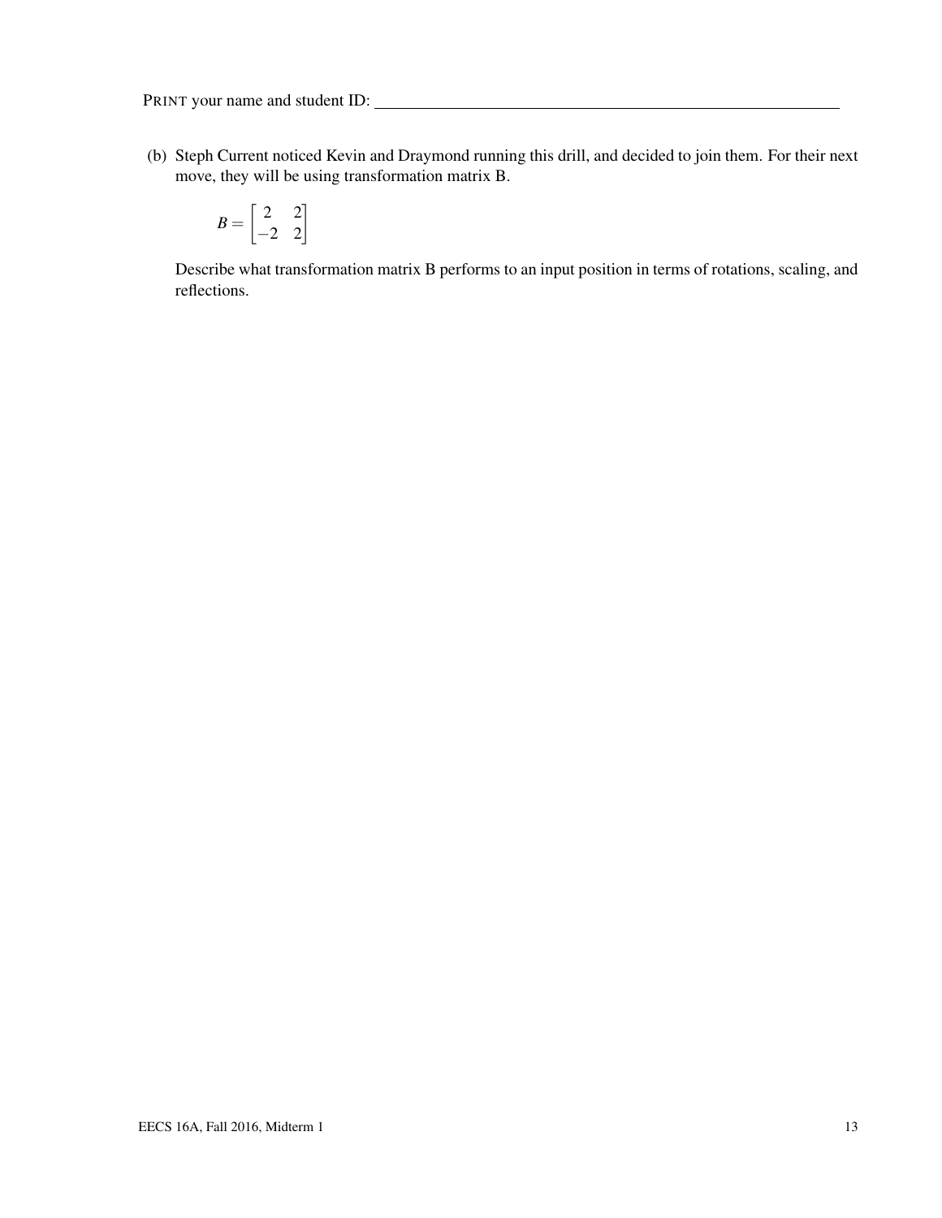PRINT your name and student ID: ______________________________________________

(b) Steph Current noticed Kevin and Draymond running this drill, and decided to join them. For their next move, they will be using transformation matrix B.

$$B = \begin{bmatrix} 2 & 2 \\ -2 & 2 \end{bmatrix}$$

Describe what transformation matrix B performs to an input position in terms of rotations, scaling, and reflections.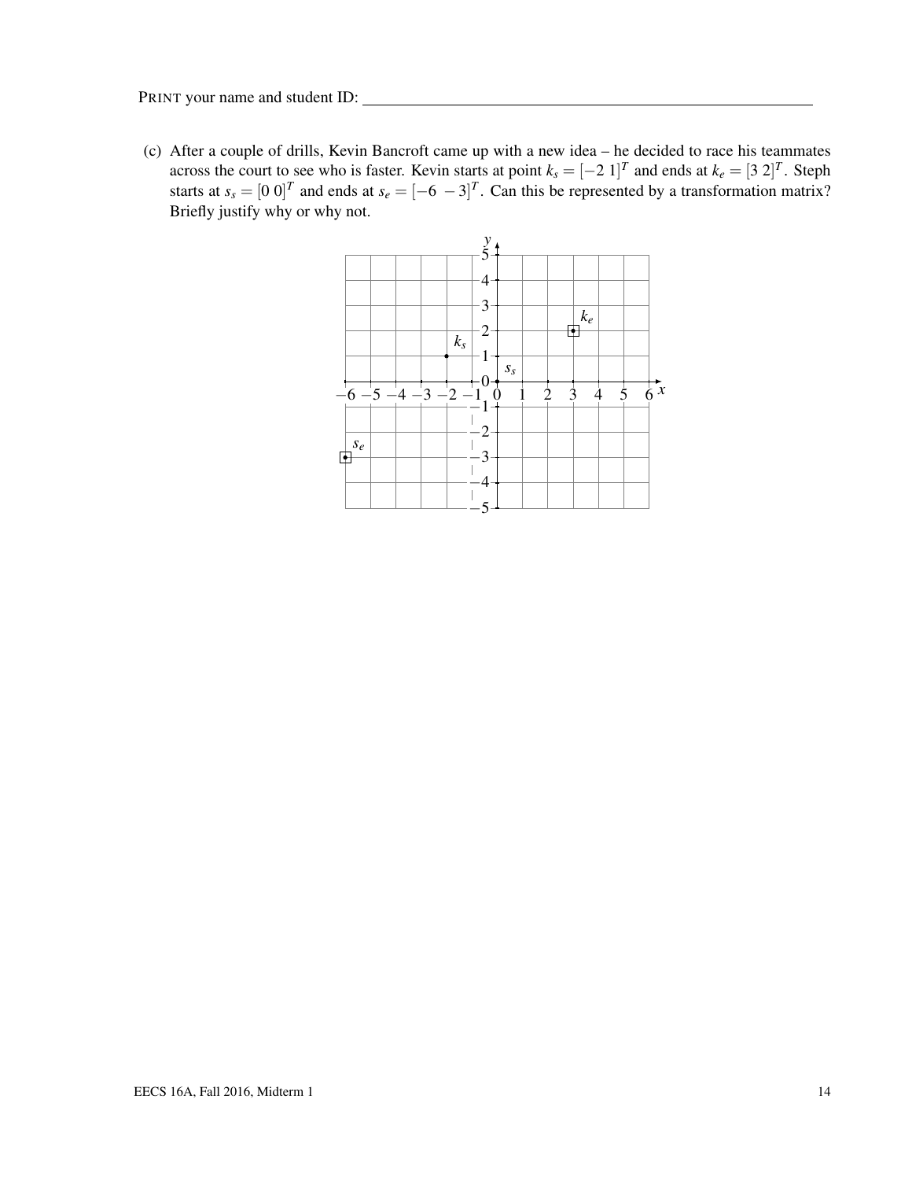PRINT your name and student ID: \_\_\_\_\_\_\_\_\_\_\_\_\_\_\_\_\_\_\_\_\_\_\_\_\_\_\_\_\_\_\_\_\_\_\_\_\_\_\_\_\_\_\_\_\_\_\_\_

(c) After a couple of drills, Kevin Bancroft came up with a new idea – he decided to race his teammates across the court to see who is faster. Kevin starts at point $k_s = [-2\ 1]^T$ and ends at $k_e = [3\ 2]^T$. Steph starts at $s_s = [0\ 0]^T$ and ends at $s_e = [-6\ -3]^T$. Can this be represented by a transformation matrix? Briefly justify why or why not.

y
x
5
4
3
2
1
0
−1
−2
−3
−4
−5
−6 −5 −4 −3 −2 −1 0 1 2 3 4 5 6
$k_s$
$k_e$
$s_s$
$s_e$